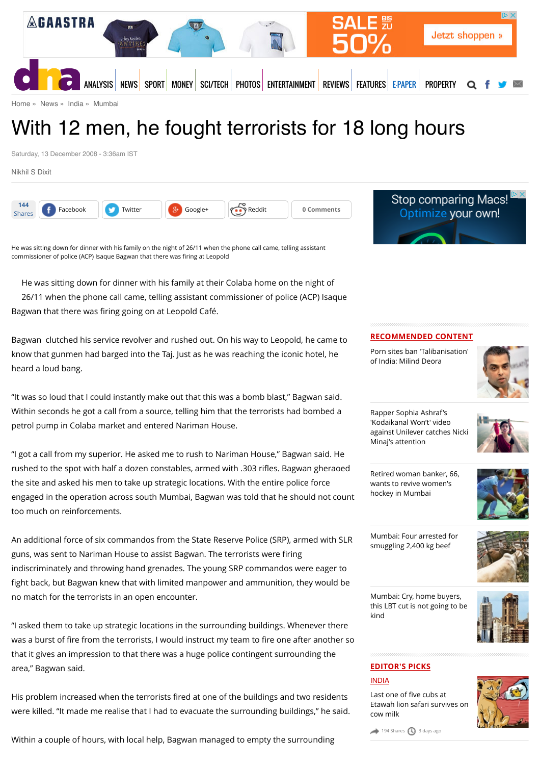Home » News » India » Mumbai

# With 12 men, he fought terrorists for 18 long hours

Saturday, 13 December 2008 - 3:36am IST

Nikhil S Dixit

He was sitting down for dinner with his family on the night of 26/11 when the phone call came, telling assistant commissioner of police (ACP) Isaque Bagwan that there was firing at Leopold

He was sitting down for dinner with his family at their Colaba home on the night of 26/11 when the phone call came, telling assistant commissioner of police (ACP) Isaque Bagwan that there was firing going on at Leopold Café.

Bagwan clutched his service revolver and rushed out. On his way to Leopold, he came to know that gunmen had barged into the Taj. Just as he was reaching the iconic hotel, he heard a loud bang.

"It was so loud that I could instantly make out that this was a bomb blast," Bagwan said. Within seconds he got a call from a source, telling him that the terrorists had bombed a petrol pump in Colaba market and entered Nariman House.

"I got a call from my superior. He asked me to rush to Nariman House," Bagwan said. He rushed to the spot with half a dozen constables, armed with .303 rifles. Bagwan gheraoed the site and asked his men to take up strategic locations. With the entire police force engaged in the operation across south Mumbai, Bagwan was told that he should not count too much on reinforcements.

An additional force of six commandos from the State Reserve Police (SRP), armed with SLR guns, was sent to Nariman House to assist Bagwan. The terrorists were firing indiscriminately and throwing hand grenades. The young SRP commandos were eager to fight back, but Bagwan knew that with limited manpower and ammunition, they would be no match for the terrorists in an open encounter.

"I asked them to take up strategic locations in the surrounding buildings. Whenever there was a burst of fire from the terrorists, I would instruct my team to fire one after another so that it gives an impression to that there was a huge police contingent surrounding the area," Bagwan said.

His problem increased when the terrorists fired at one of the buildings and two residents were killed. "It made me realise that I had to evacuate the surrounding buildings," he said.

Within a couple of hours, with local help, Bagwan managed to empty the surrounding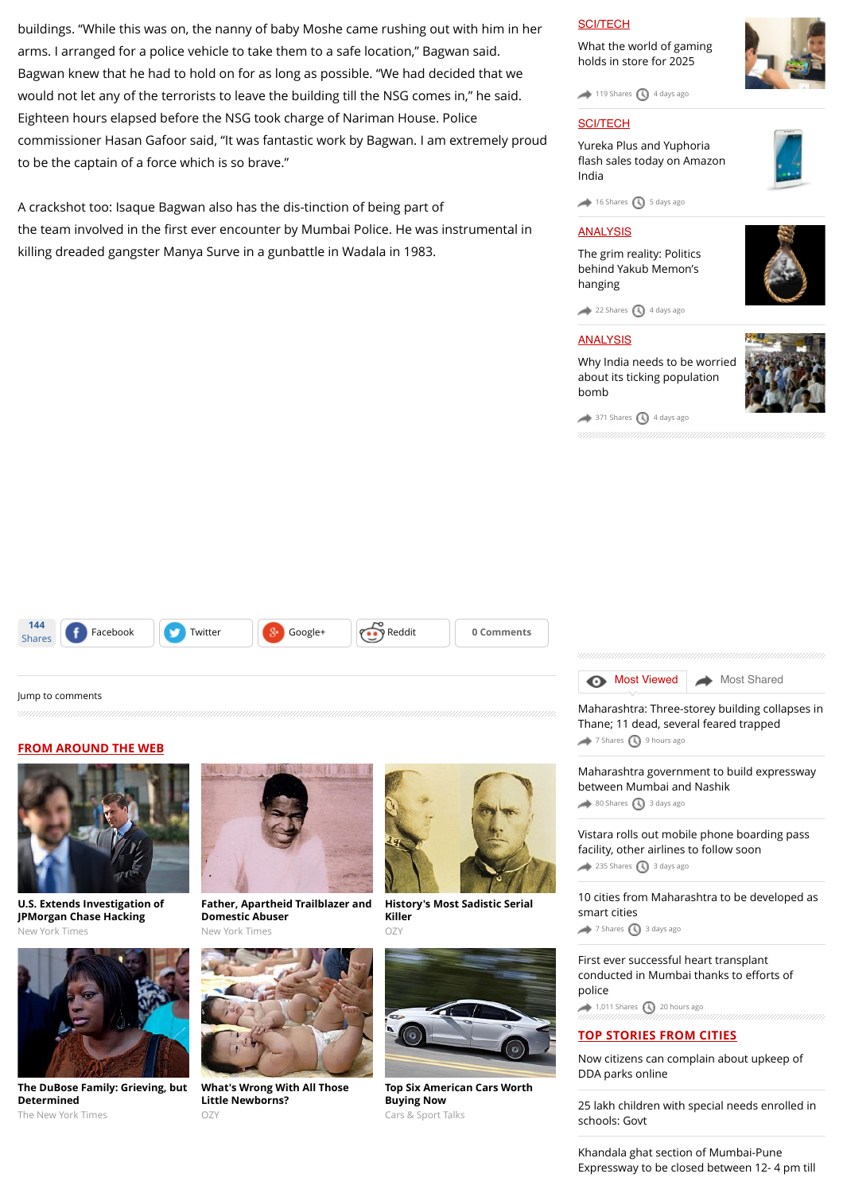buildings. "While this was on, the nanny of baby Moshe came rushing out with him in her arms. I arranged for a police vehicle to take them to a safe location," Bagwan said. Bagwan knew that he had to hold on for as long as possible. "We had decided that we would not let any of the terrorists to leave the building till the NSG comes in," he said. Eighteen hours elapsed before the NSG took charge of Nariman House. Police commissioner Hasan Gafoor said, "It was fantastic work by Bagwan. I am extremely proud to be the captain of a force which is so brave."

A crackshot too: Isaque Bagwan also has the dis-tinction of being part of the team involved in the first ever encounter by Mumbai Police. He was instrumental in killing dreaded gangster Manya Surve in a gunbattle in Wadala in 1983.

144 Shares | Facebook | Twitter | Google+ | Reddit | 0 Comments

Jump to comments

## FROM AROUND THE WEB

**U.S. Extends Investigation of JPMorgan Chase Hacking**
New York Times

**Father, Apartheid Trailblazer and Domestic Abuser**
New York Times

**History's Most Sadistic Serial Killer**
OZY

**The DuBose Family: Grieving, but Determined**
The New York Times

**What's Wrong With All Those Little Newborns?**
OZY

**Top Six American Cars Worth Buying Now**
Cars & Sport Talks

SCI/TECH

What the world of gaming holds in store for 2025

119 Shares · 4 days ago

SCI/TECH

Yureka Plus and Yuphoria flash sales today on Amazon India

16 Shares · 5 days ago

ANALYSIS

The grim reality: Politics behind Yakub Memon's hanging

22 Shares · 4 days ago

ANALYSIS

Why India needs to be worried about its ticking population bomb

371 Shares · 4 days ago

Most Viewed | Most Shared

Maharashtra: Three-storey building collapses in Thane; 11 dead, several feared trapped

7 Shares · 9 hours ago

Maharashtra government to build expressway between Mumbai and Nashik

80 Shares · 3 days ago

Vistara rolls out mobile phone boarding pass facility, other airlines to follow soon

235 Shares · 3 days ago

10 cities from Maharashtra to be developed as smart cities

7 Shares · 3 days ago

First ever successful heart transplant conducted in Mumbai thanks to efforts of police

1,011 Shares · 20 hours ago

## TOP STORIES FROM CITIES

Now citizens can complain about upkeep of DDA parks online

25 lakh children with special needs enrolled in schools: Govt

Khandala ghat section of Mumbai-Pune Expressway to be closed between 12- 4 pm till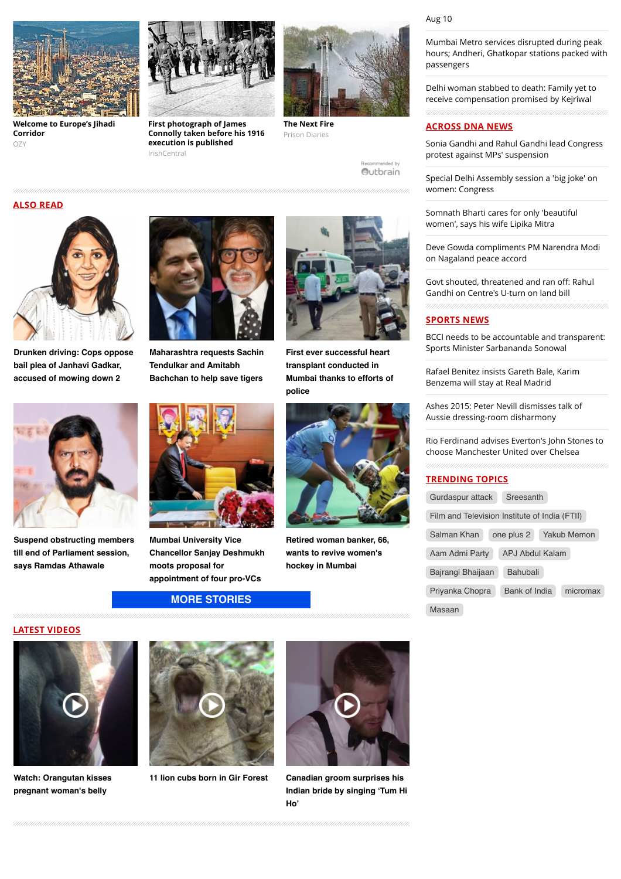**Welcome to Europe's Jihadi Corridor**
OZY

**First photograph of James Connolly taken before his 1916 execution is published**
IrishCentral

**The Next Fire**
Prison Diaries

Recommended by Outbrain

## ALSO READ

**Drunken driving: Cops oppose bail plea of Janhavi Gadkar, accused of mowing down 2**

**Maharashtra requests Sachin Tendulkar and Amitabh Bachchan to help save tigers**

**First ever successful heart transplant conducted in Mumbai thanks to efforts of police**

**Suspend obstructing members till end of Parliament session, says Ramdas Athawale**

**Mumbai University Vice Chancellor Sanjay Deshmukh moots proposal for appointment of four pro-VCs**

**Retired woman banker, 66, wants to revive women's hockey in Mumbai**

MORE STORIES

## LATEST VIDEOS

**Watch: Orangutan kisses pregnant woman's belly**

**11 lion cubs born in Gir Forest**

**Canadian groom surprises his Indian bride by singing 'Tum Hi Ho'**

Aug 10

Mumbai Metro services disrupted during peak hours; Andheri, Ghatkopar stations packed with passengers

Delhi woman stabbed to death: Family yet to receive compensation promised by Kejriwal

## ACROSS DNA NEWS

Sonia Gandhi and Rahul Gandhi lead Congress protest against MPs' suspension

Special Delhi Assembly session a 'big joke' on women: Congress

Somnath Bharti cares for only 'beautiful women', says his wife Lipika Mitra

Deve Gowda compliments PM Narendra Modi on Nagaland peace accord

Govt shouted, threatened and ran off: Rahul Gandhi on Centre's U-turn on land bill

## SPORTS NEWS

BCCI needs to be accountable and transparent: Sports Minister Sarbananda Sonowal

Rafael Benitez insists Gareth Bale, Karim Benzema will stay at Real Madrid

Ashes 2015: Peter Nevill dismisses talk of Aussie dressing-room disharmony

Rio Ferdinand advises Everton's John Stones to choose Manchester United over Chelsea

## TRENDING TOPICS

Gurdaspur attack · Sreesanth · Film and Television Institute of India (FTII) · Salman Khan · one plus 2 · Yakub Memon · Aam Admi Party · APJ Abdul Kalam · Bajrangi Bhaijaan · Bahubali · Priyanka Chopra · Bank of India · micromax · Masaan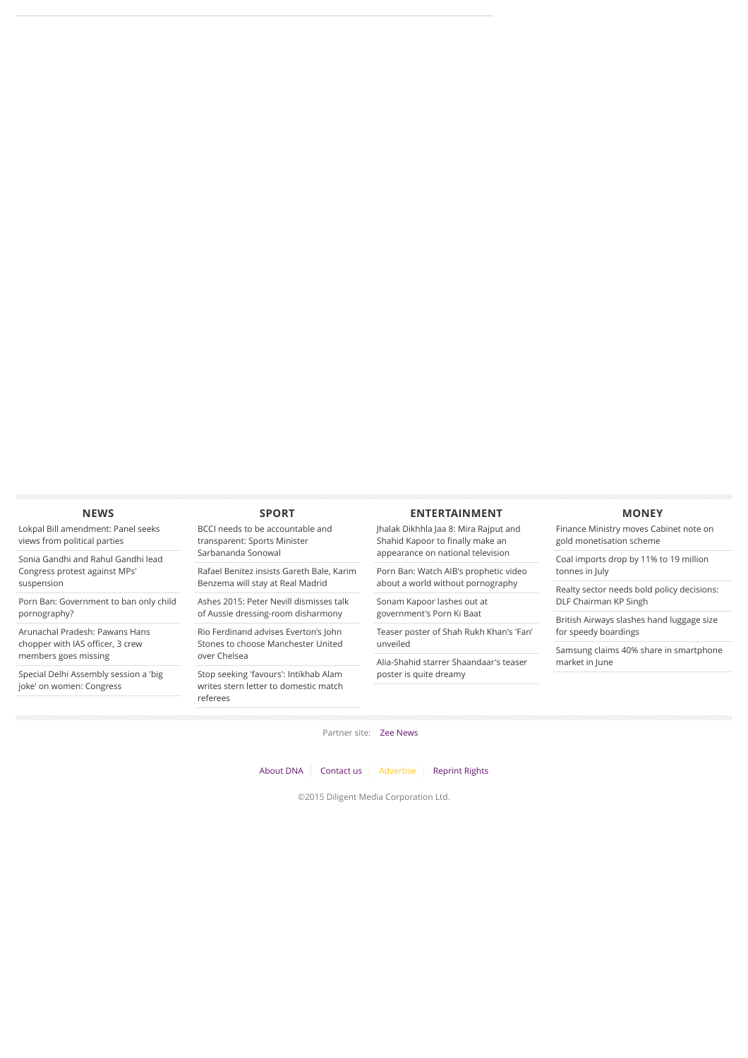## NEWS

- Lokpal Bill amendment: Panel seeks views from political parties
- Sonia Gandhi and Rahul Gandhi lead Congress protest against MPs' suspension
- Porn Ban: Government to ban only child pornography?
- Arunachal Pradesh: Pawans Hans chopper with IAS officer, 3 crew members goes missing
- Special Delhi Assembly session a 'big joke' on women: Congress

## SPORT

- BCCI needs to be accountable and transparent: Sports Minister Sarbananda Sonowal
- Rafael Benitez insists Gareth Bale, Karim Benzema will stay at Real Madrid
- Ashes 2015: Peter Nevill dismisses talk of Aussie dressing-room disharmony
- Rio Ferdinand advises Everton's John Stones to choose Manchester United over Chelsea
- Stop seeking 'favours': Intikhab Alam writes stern letter to domestic match referees

## ENTERTAINMENT

- Jhalak Dikhhla Jaa 8: Mira Rajput and Shahid Kapoor to finally make an appearance on national television
- Porn Ban: Watch AIB's prophetic video about a world without pornography
- Sonam Kapoor lashes out at government's Porn Ki Baat
- Teaser poster of Shah Rukh Khan's 'Fan' unveiled
- Alia-Shahid starrer Shaandaar's teaser poster is quite dreamy

## MONEY

- Finance Ministry moves Cabinet note on gold monetisation scheme
- Coal imports drop by 11% to 19 million tonnes in July
- Realty sector needs bold policy decisions: DLF Chairman KP Singh
- British Airways slashes hand luggage size for speedy boardings
- Samsung claims 40% share in smartphone market in June

Partner site: Zee News

About DNA | Contact us | Advertise | Reprint Rights

©2015 Diligent Media Corporation Ltd.